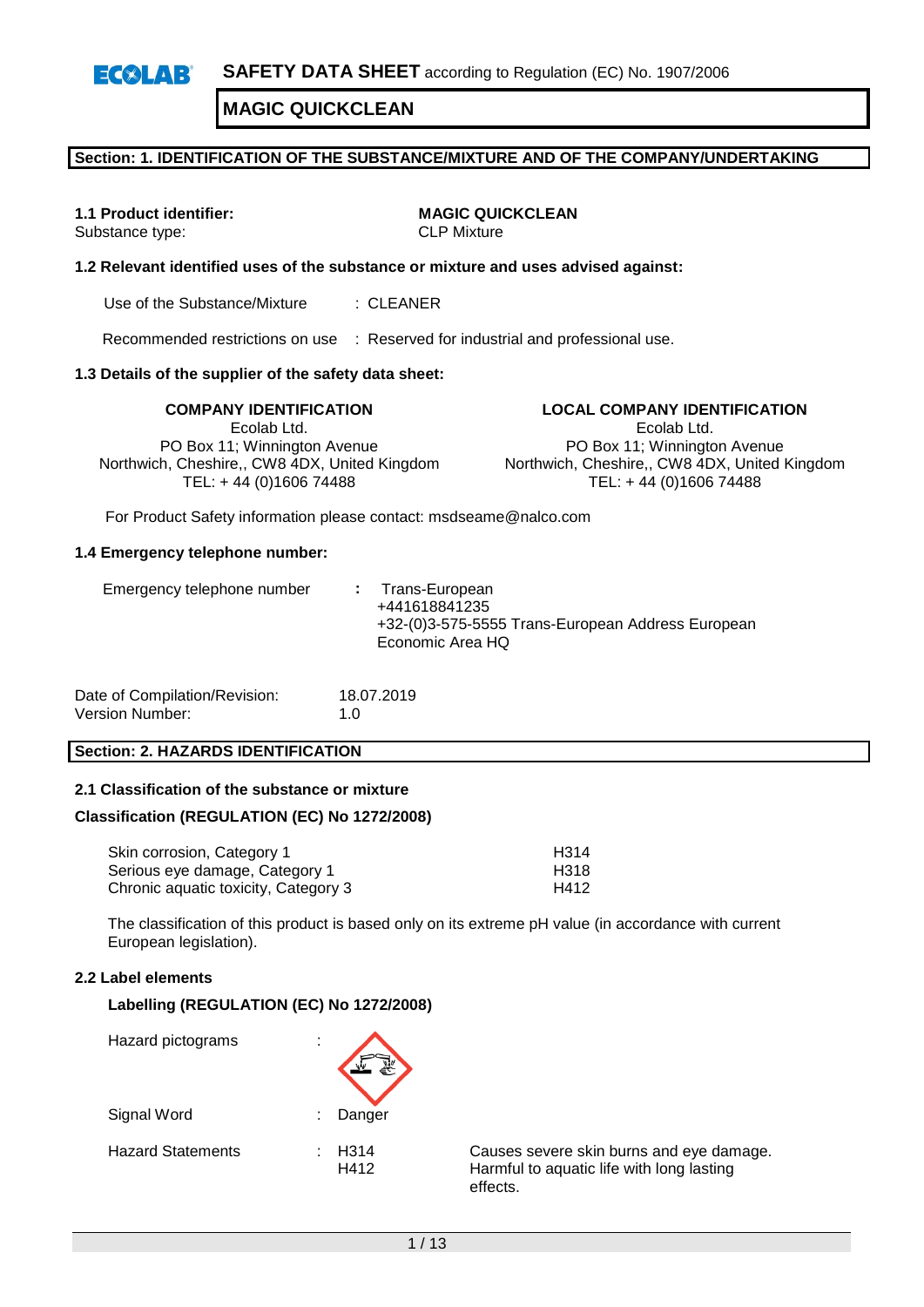**SAFETY DATA SHEET** according to Regulation (EC) No. 1907/2006

# MAGIC QUICKCLEAN

## Section: 1. IDENTIFICATION OF THE SUBSTANCE/MIXTURE AND OF THE COMPANY/UNDERTAKING

**1.1 Product identifier:** **MAGIC QUICKCLEAN**
Substance type: CLP Mixture

**1.2 Relevant identified uses of the substance or mixture and uses advised against:**

Use of the Substance/Mixture : CLEANER

Recommended restrictions on use : Reserved for industrial and professional use.

**1.3 Details of the supplier of the safety data sheet:**

| **COMPANY IDENTIFICATION** | **LOCAL COMPANY IDENTIFICATION** |
|---|---|
| Ecolab Ltd. | Ecolab Ltd. |
| PO Box 11; Winnington Avenue | PO Box 11; Winnington Avenue |
| Northwich, Cheshire,, CW8 4DX, United Kingdom | Northwich, Cheshire,, CW8 4DX, United Kingdom |
| TEL: + 44 (0)1606 74488 | TEL: + 44 (0)1606 74488 |

For Product Safety information please contact: msdseame@nalco.com

**1.4 Emergency telephone number:**

Emergency telephone number : Trans-European
+441618841235
+32-(0)3-575-5555 Trans-European Address European Economic Area HQ

Date of Compilation/Revision: 18.07.2019
Version Number: 1.0

## Section: 2. HAZARDS IDENTIFICATION

**2.1 Classification of the substance or mixture**

**Classification (REGULATION (EC) No 1272/2008)**

| | |
|---|---|
| Skin corrosion, Category 1 | H314 |
| Serious eye damage, Category 1 | H318 |
| Chronic aquatic toxicity, Category 3 | H412 |

The classification of this product is based only on its extreme pH value (in accordance with current European legislation).

**2.2 Label elements**

**Labelling (REGULATION (EC) No 1272/2008)**

Hazard pictograms :

Signal Word : Danger

Hazard Statements :

| | |
|---|---|
| H314 | Causes severe skin burns and eye damage. |
| H412 | Harmful to aquatic life with long lasting effects. |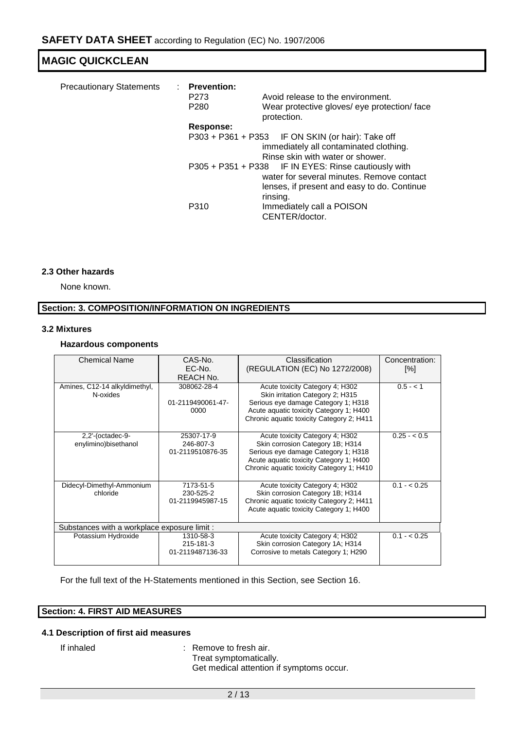Precautionary Statements : **Prevention:**

| | |
|---|---|
| P273 | Avoid release to the environment. |
| P280 | Wear protective gloves/ eye protection/ face protection. |

**Response:**

| | |
|---|---|
| P303 + P361 + P353 | IF ON SKIN (or hair): Take off immediately all contaminated clothing. Rinse skin with water or shower. |
| P305 + P351 + P338 | IF IN EYES: Rinse cautiously with water for several minutes. Remove contact lenses, if present and easy to do. Continue rinsing. |
| P310 | Immediately call a POISON CENTER/doctor. |

### 2.3 Other hazards

None known.

## Section: 3. COMPOSITION/INFORMATION ON INGREDIENTS

### 3.2 Mixtures

#### Hazardous components

| Chemical Name | CAS-No.<br>EC-No.<br>REACH No. | Classification<br>(REGULATION (EC) No 1272/2008) | Concentration: [%] |
|---|---|---|---|
| Amines, C12-14 alkyldimethyl, N-oxides | 308062-28-4<br><br>01-2119490061-47-0000 | Acute toxicity Category 4; H302<br>Skin irritation Category 2; H315<br>Serious eye damage Category 1; H318<br>Acute aquatic toxicity Category 1; H400<br>Chronic aquatic toxicity Category 2; H411 | 0.5 - < 1 |
| 2,2'-(octadec-9-enylimino)bisethanol | 25307-17-9<br>246-807-3<br>01-2119510876-35 | Acute toxicity Category 4; H302<br>Skin corrosion Category 1B; H314<br>Serious eye damage Category 1; H318<br>Acute aquatic toxicity Category 1; H400<br>Chronic aquatic toxicity Category 1; H410 | 0.25 - < 0.5 |
| Didecyl-Dimethyl-Ammonium chloride | 7173-51-5<br>230-525-2<br>01-2119945987-15 | Acute toxicity Category 4; H302<br>Skin corrosion Category 1B; H314<br>Chronic aquatic toxicity Category 2; H411<br>Acute aquatic toxicity Category 1; H400 | 0.1 - < 0.25 |
| Substances with a workplace exposure limit : | | | |
| Potassium Hydroxide | 1310-58-3<br>215-181-3<br>01-2119487136-33 | Acute toxicity Category 4; H302<br>Skin corrosion Category 1A; H314<br>Corrosive to metals Category 1; H290 | 0.1 - < 0.25 |

For the full text of the H-Statements mentioned in this Section, see Section 16.

## Section: 4. FIRST AID MEASURES

### 4.1 Description of first aid measures

If inhaled : Remove to fresh air.
Treat symptomatically.
Get medical attention if symptoms occur.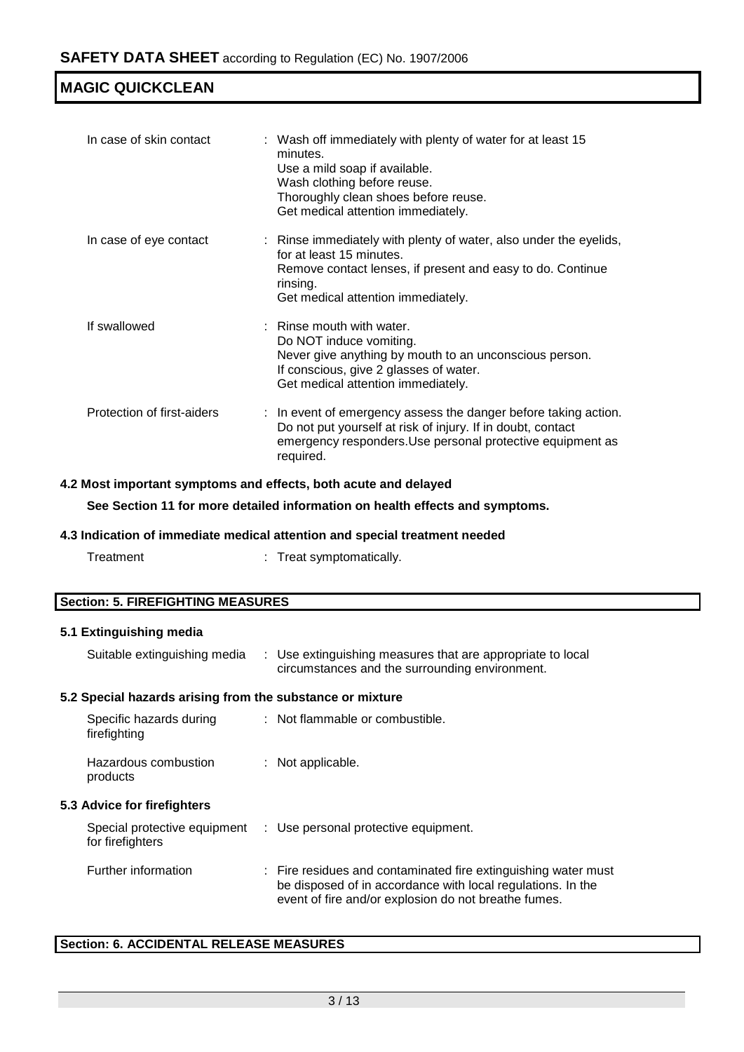| | |
|---|---|
| In case of skin contact | : Wash off immediately with plenty of water for at least 15 minutes.<br>Use a mild soap if available.<br>Wash clothing before reuse.<br>Thoroughly clean shoes before reuse.<br>Get medical attention immediately. |
| In case of eye contact | : Rinse immediately with plenty of water, also under the eyelids, for at least 15 minutes.<br>Remove contact lenses, if present and easy to do. Continue rinsing.<br>Get medical attention immediately. |
| If swallowed | : Rinse mouth with water.<br>Do NOT induce vomiting.<br>Never give anything by mouth to an unconscious person.<br>If conscious, give 2 glasses of water.<br>Get medical attention immediately. |
| Protection of first-aiders | : In event of emergency assess the danger before taking action. Do not put yourself at risk of injury. If in doubt, contact emergency responders.Use personal protective equipment as required. |

### 4.2 Most important symptoms and effects, both acute and delayed

**See Section 11 for more detailed information on health effects and symptoms.**

### 4.3 Indication of immediate medical attention and special treatment needed

| | |
|---|---|
| Treatment | : Treat symptomatically. |

## Section: 5. FIREFIGHTING MEASURES

### 5.1 Extinguishing media

| | |
|---|---|
| Suitable extinguishing media | : Use extinguishing measures that are appropriate to local circumstances and the surrounding environment. |

### 5.2 Special hazards arising from the substance or mixture

| | |
|---|---|
| Specific hazards during firefighting | : Not flammable or combustible. |
| Hazardous combustion products | : Not applicable. |

### 5.3 Advice for firefighters

| | |
|---|---|
| Special protective equipment for firefighters | : Use personal protective equipment. |
| Further information | : Fire residues and contaminated fire extinguishing water must be disposed of in accordance with local regulations. In the event of fire and/or explosion do not breathe fumes. |

## Section: 6. ACCIDENTAL RELEASE MEASURES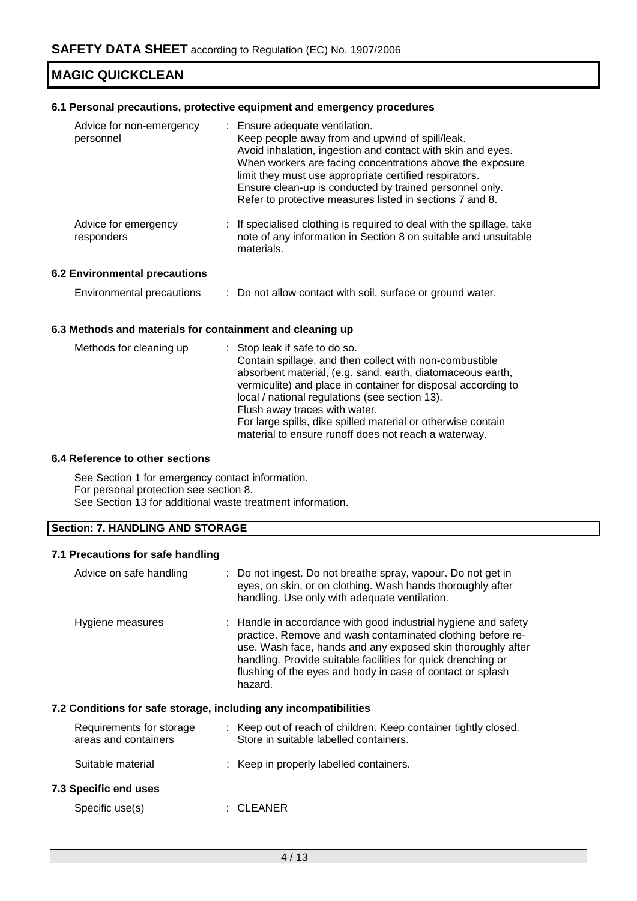### 6.1 Personal precautions, protective equipment and emergency procedures

| | |
|---|---|
| Advice for non-emergency personnel | : Ensure adequate ventilation. Keep people away from and upwind of spill/leak. Avoid inhalation, ingestion and contact with skin and eyes. When workers are facing concentrations above the exposure limit they must use appropriate certified respirators. Ensure clean-up is conducted by trained personnel only. Refer to protective measures listed in sections 7 and 8. |
| Advice for emergency responders | : If specialised clothing is required to deal with the spillage, take note of any information in Section 8 on suitable and unsuitable materials. |

### 6.2 Environmental precautions

| | |
|---|---|
| Environmental precautions | : Do not allow contact with soil, surface or ground water. |

### 6.3 Methods and materials for containment and cleaning up

| | |
|---|---|
| Methods for cleaning up | : Stop leak if safe to do so. Contain spillage, and then collect with non-combustible absorbent material, (e.g. sand, earth, diatomaceous earth, vermiculite) and place in container for disposal according to local / national regulations (see section 13). Flush away traces with water. For large spills, dike spilled material or otherwise contain material to ensure runoff does not reach a waterway. |

### 6.4 Reference to other sections

See Section 1 for emergency contact information.
For personal protection see section 8.
See Section 13 for additional waste treatment information.

## Section: 7. HANDLING AND STORAGE

### 7.1 Precautions for safe handling

| | |
|---|---|
| Advice on safe handling | : Do not ingest. Do not breathe spray, vapour. Do not get in eyes, on skin, or on clothing. Wash hands thoroughly after handling. Use only with adequate ventilation. |
| Hygiene measures | : Handle in accordance with good industrial hygiene and safety practice. Remove and wash contaminated clothing before re-use. Wash face, hands and any exposed skin thoroughly after handling. Provide suitable facilities for quick drenching or flushing of the eyes and body in case of contact or splash hazard. |

### 7.2 Conditions for safe storage, including any incompatibilities

| | |
|---|---|
| Requirements for storage areas and containers | : Keep out of reach of children. Keep container tightly closed. Store in suitable labelled containers. |
| Suitable material | : Keep in properly labelled containers. |

### 7.3 Specific end uses

| | |
|---|---|
| Specific use(s) | : CLEANER |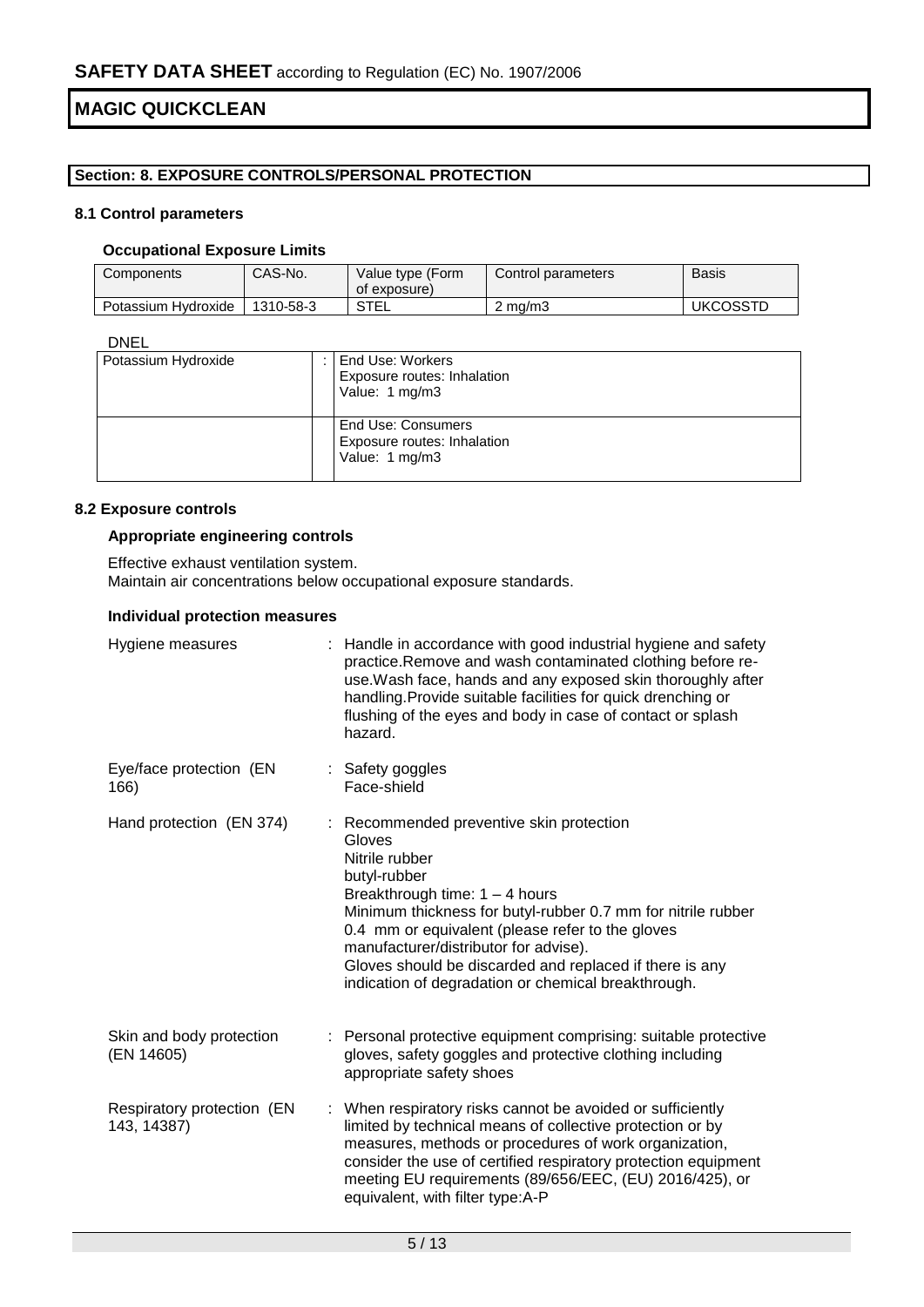## Section: 8. EXPOSURE CONTROLS/PERSONAL PROTECTION

### 8.1 Control parameters

**Occupational Exposure Limits**

| Components | CAS-No. | Value type (Form of exposure) | Control parameters | Basis |
|---|---|---|---|---|
| Potassium Hydroxide | 1310-58-3 | STEL | 2 mg/m3 | UKCOSSTD |

DNEL

| | | |
|---|---|---|
| Potassium Hydroxide | : | End Use: Workers<br>Exposure routes: Inhalation<br>Value: 1 mg/m3 |
| | | End Use: Consumers<br>Exposure routes: Inhalation<br>Value: 1 mg/m3 |

### 8.2 Exposure controls

**Appropriate engineering controls**

Effective exhaust ventilation system.
Maintain air concentrations below occupational exposure standards.

**Individual protection measures**

Hygiene measures : Handle in accordance with good industrial hygiene and safety practice.Remove and wash contaminated clothing before re-use.Wash face, hands and any exposed skin thoroughly after handling.Provide suitable facilities for quick drenching or flushing of the eyes and body in case of contact or splash hazard.

Eye/face protection (EN 166) : Safety goggles
Face-shield

Hand protection (EN 374) : Recommended preventive skin protection
Gloves
Nitrile rubber
butyl-rubber
Breakthrough time: 1 – 4 hours
Minimum thickness for butyl-rubber 0.7 mm for nitrile rubber 0.4 mm or equivalent (please refer to the gloves manufacturer/distributor for advise).
Gloves should be discarded and replaced if there is any indication of degradation or chemical breakthrough.

Skin and body protection (EN 14605) : Personal protective equipment comprising: suitable protective gloves, safety goggles and protective clothing including appropriate safety shoes

Respiratory protection (EN 143, 14387) : When respiratory risks cannot be avoided or sufficiently limited by technical means of collective protection or by measures, methods or procedures of work organization, consider the use of certified respiratory protection equipment meeting EU requirements (89/656/EEC, (EU) 2016/425), or equivalent, with filter type:A-P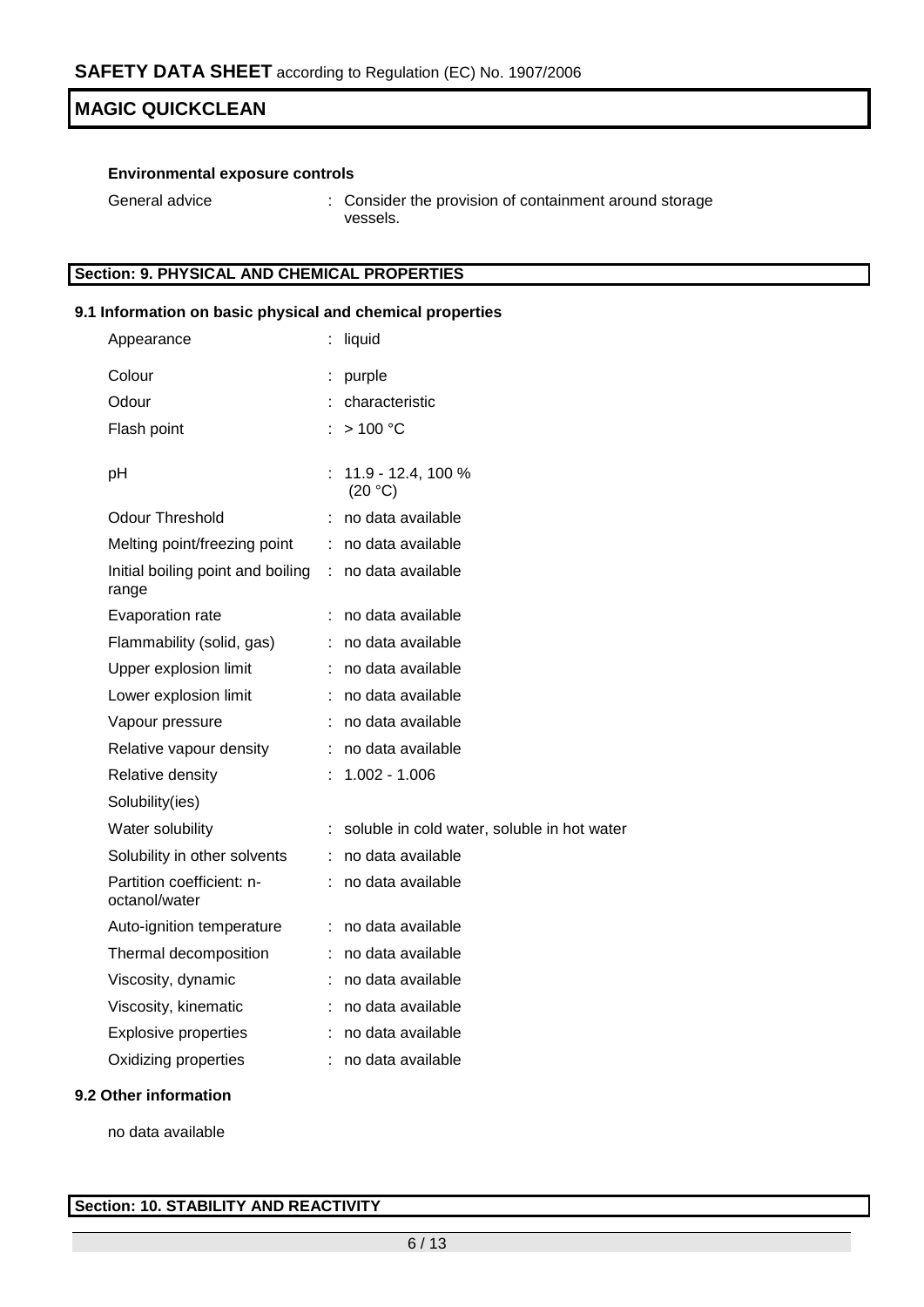**Environmental exposure controls**

| | | |
|---|---|---|
| General advice | : | Consider the provision of containment around storage vessels. |

## Section: 9. PHYSICAL AND CHEMICAL PROPERTIES

### 9.1 Information on basic physical and chemical properties

| | | |
|---|---|---|
| Appearance | : | liquid |
| Colour | : | purple |
| Odour | : | characteristic |
| Flash point | : | > 100 °C |
| pH | : | 11.9 - 12.4, 100 % (20 °C) |
| Odour Threshold | : | no data available |
| Melting point/freezing point | : | no data available |
| Initial boiling point and boiling range | : | no data available |
| Evaporation rate | : | no data available |
| Flammability (solid, gas) | : | no data available |
| Upper explosion limit | : | no data available |
| Lower explosion limit | : | no data available |
| Vapour pressure | : | no data available |
| Relative vapour density | : | no data available |
| Relative density | : | 1.002 - 1.006 |
| Solubility(ies) | | |
| Water solubility | : | soluble in cold water, soluble in hot water |
| Solubility in other solvents | : | no data available |
| Partition coefficient: n-octanol/water | : | no data available |
| Auto-ignition temperature | : | no data available |
| Thermal decomposition | : | no data available |
| Viscosity, dynamic | : | no data available |
| Viscosity, kinematic | : | no data available |
| Explosive properties | : | no data available |
| Oxidizing properties | : | no data available |

### 9.2 Other information

no data available

## Section: 10. STABILITY AND REACTIVITY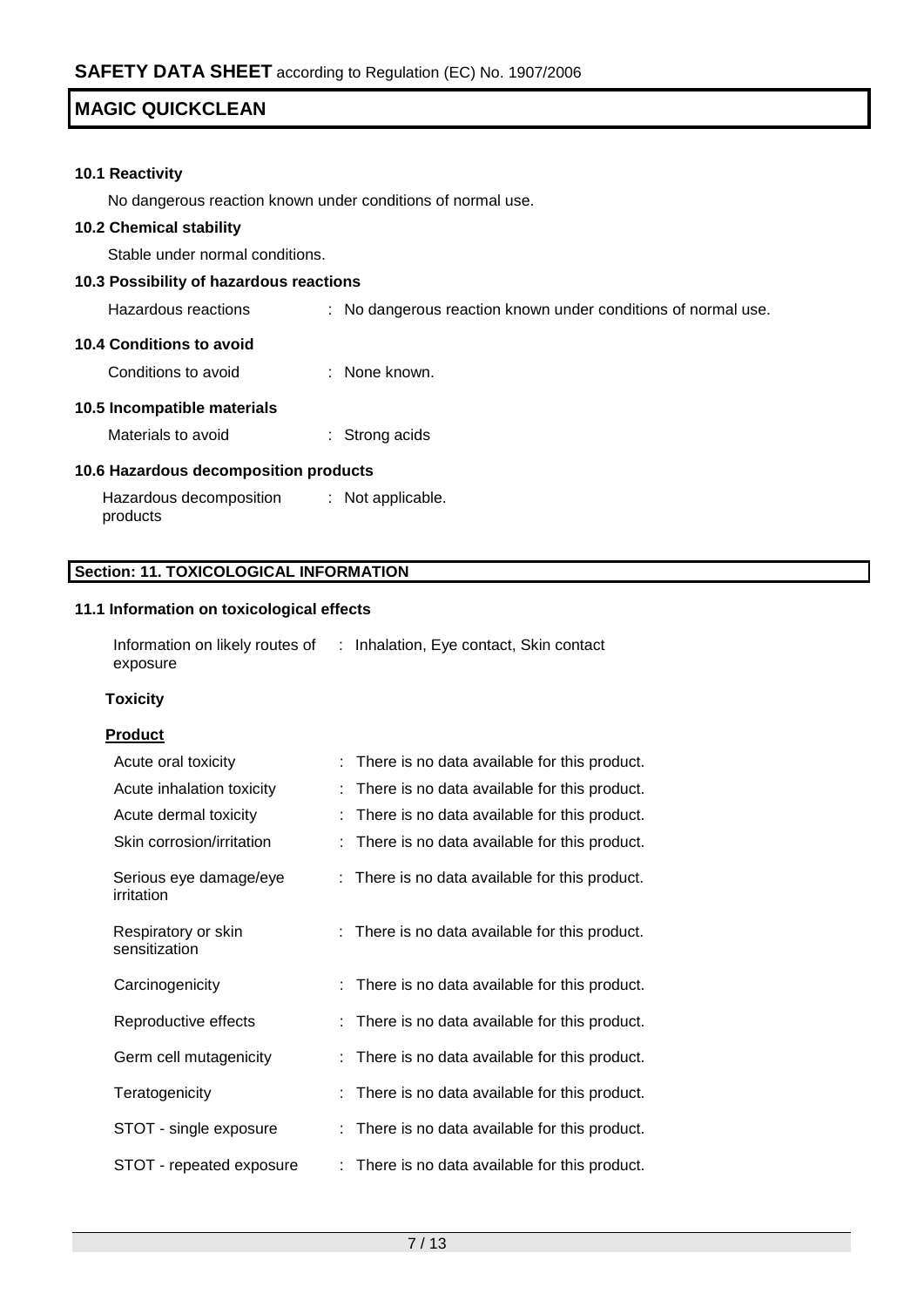**10.1 Reactivity**

No dangerous reaction known under conditions of normal use.

**10.2 Chemical stability**

Stable under normal conditions.

**10.3 Possibility of hazardous reactions**

Hazardous reactions : No dangerous reaction known under conditions of normal use.

**10.4 Conditions to avoid**

Conditions to avoid : None known.

**10.5 Incompatible materials**

Materials to avoid : Strong acids

**10.6 Hazardous decomposition products**

Hazardous decomposition products : Not applicable.

## Section: 11. TOXICOLOGICAL INFORMATION

**11.1 Information on toxicological effects**

Information on likely routes of exposure : Inhalation, Eye contact, Skin contact

**Toxicity**

**Product**

| | |
|---|---|
| Acute oral toxicity | : There is no data available for this product. |
| Acute inhalation toxicity | : There is no data available for this product. |
| Acute dermal toxicity | : There is no data available for this product. |
| Skin corrosion/irritation | : There is no data available for this product. |
| Serious eye damage/eye irritation | : There is no data available for this product. |
| Respiratory or skin sensitization | : There is no data available for this product. |
| Carcinogenicity | : There is no data available for this product. |
| Reproductive effects | : There is no data available for this product. |
| Germ cell mutagenicity | : There is no data available for this product. |
| Teratogenicity | : There is no data available for this product. |
| STOT - single exposure | : There is no data available for this product. |
| STOT - repeated exposure | : There is no data available for this product. |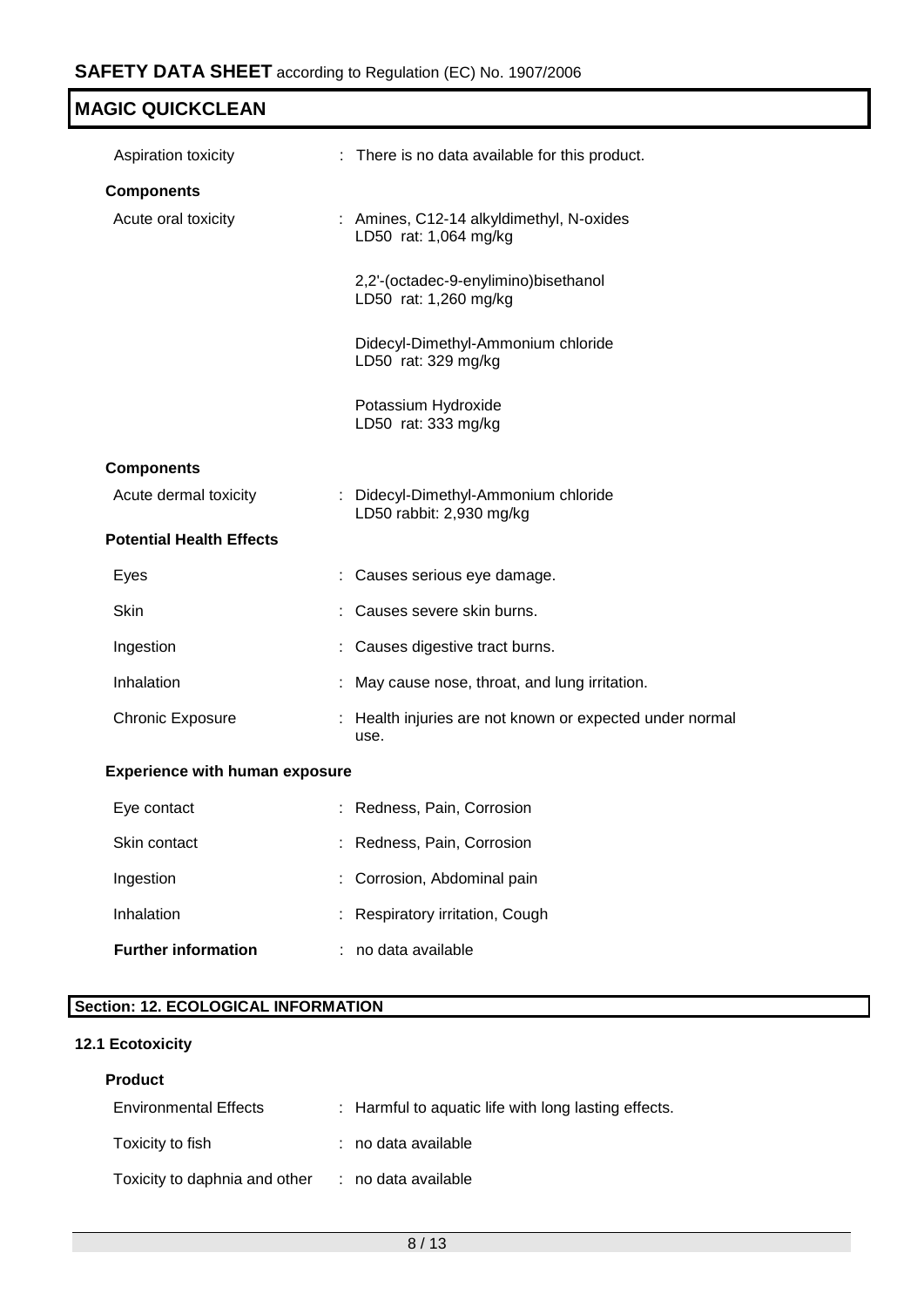| | |
|---|---|
| Aspiration toxicity | : There is no data available for this product. |

**Components**

| | |
|---|---|
| Acute oral toxicity | : Amines, C12-14 alkyldimethyl, N-oxides<br>LD50 rat: 1,064 mg/kg<br><br>2,2'-(octadec-9-enylimino)bisethanol<br>LD50 rat: 1,260 mg/kg<br><br>Didecyl-Dimethyl-Ammonium chloride<br>LD50 rat: 329 mg/kg<br><br>Potassium Hydroxide<br>LD50 rat: 333 mg/kg |

**Components**

| | |
|---|---|
| Acute dermal toxicity | : Didecyl-Dimethyl-Ammonium chloride<br>LD50 rabbit: 2,930 mg/kg |

**Potential Health Effects**

| | |
|---|---|
| Eyes | : Causes serious eye damage. |
| Skin | : Causes severe skin burns. |
| Ingestion | : Causes digestive tract burns. |
| Inhalation | : May cause nose, throat, and lung irritation. |
| Chronic Exposure | : Health injuries are not known or expected under normal use. |

**Experience with human exposure**

| | |
|---|---|
| Eye contact | : Redness, Pain, Corrosion |
| Skin contact | : Redness, Pain, Corrosion |
| Ingestion | : Corrosion, Abdominal pain |
| Inhalation | : Respiratory irritation, Cough |
| **Further information** | : no data available |

## Section: 12. ECOLOGICAL INFORMATION

### 12.1 Ecotoxicity

**Product**

| | |
|---|---|
| Environmental Effects | : Harmful to aquatic life with long lasting effects. |
| Toxicity to fish | : no data available |
| Toxicity to daphnia and other | : no data available |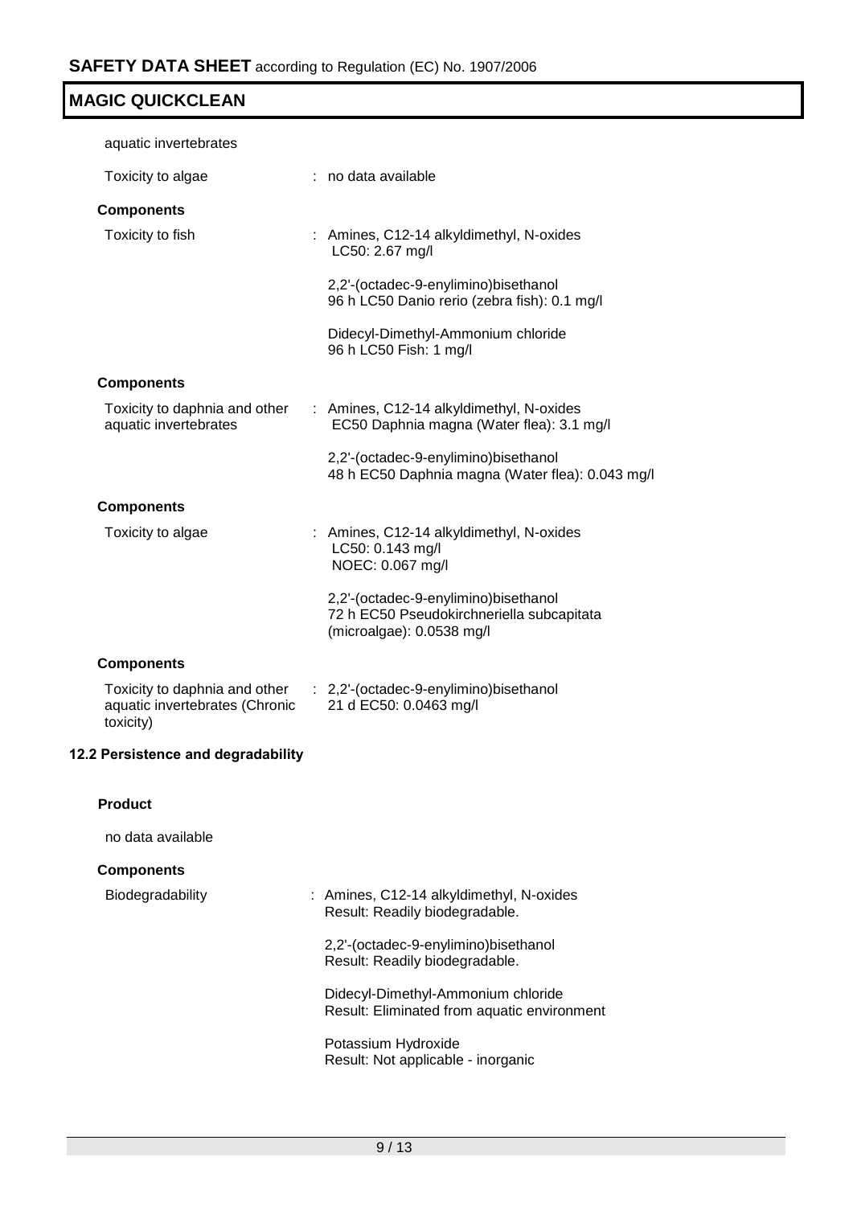aquatic invertebrates

Toxicity to algae : no data available

**Components**

Toxicity to fish : Amines, C12-14 alkyldimethyl, N-oxides
LC50: 2.67 mg/l

2,2'-(octadec-9-enylimino)bisethanol
96 h LC50 Danio rerio (zebra fish): 0.1 mg/l

Didecyl-Dimethyl-Ammonium chloride
96 h LC50 Fish: 1 mg/l

**Components**

Toxicity to daphnia and other aquatic invertebrates : Amines, C12-14 alkyldimethyl, N-oxides
EC50 Daphnia magna (Water flea): 3.1 mg/l

2,2'-(octadec-9-enylimino)bisethanol
48 h EC50 Daphnia magna (Water flea): 0.043 mg/l

**Components**

Toxicity to algae : Amines, C12-14 alkyldimethyl, N-oxides
LC50: 0.143 mg/l
NOEC: 0.067 mg/l

2,2'-(octadec-9-enylimino)bisethanol
72 h EC50 Pseudokirchneriella subcapitata (microalgae): 0.0538 mg/l

**Components**

Toxicity to daphnia and other aquatic invertebrates (Chronic toxicity) : 2,2'-(octadec-9-enylimino)bisethanol
21 d EC50: 0.0463 mg/l

## 12.2 Persistence and degradability

**Product**

no data available

**Components**

Biodegradability : Amines, C12-14 alkyldimethyl, N-oxides
Result: Readily biodegradable.

2,2'-(octadec-9-enylimino)bisethanol
Result: Readily biodegradable.

Didecyl-Dimethyl-Ammonium chloride
Result: Eliminated from aquatic environment

Potassium Hydroxide
Result: Not applicable - inorganic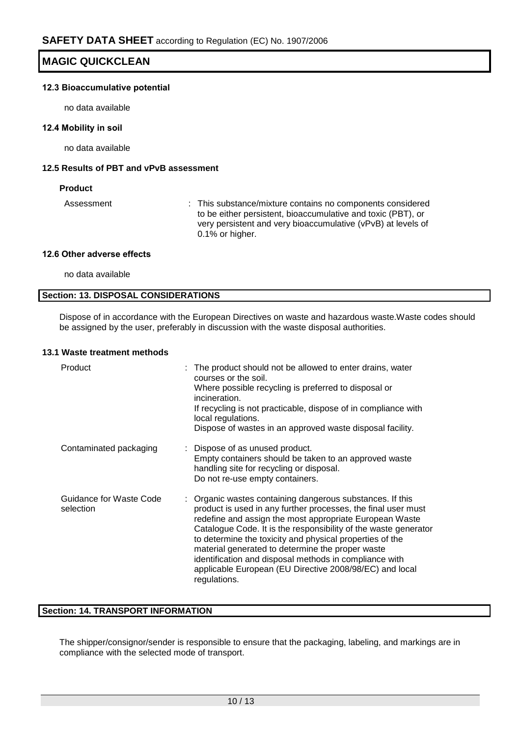### 12.3 Bioaccumulative potential

no data available

### 12.4 Mobility in soil

no data available

### 12.5 Results of PBT and vPvB assessment

**Product**

| | |
|---|---|
| Assessment | : This substance/mixture contains no components considered to be either persistent, bioaccumulative and toxic (PBT), or very persistent and very bioaccumulative (vPvB) at levels of 0.1% or higher. |

### 12.6 Other adverse effects

no data available

## Section: 13. DISPOSAL CONSIDERATIONS

Dispose of in accordance with the European Directives on waste and hazardous waste.Waste codes should be assigned by the user, preferably in discussion with the waste disposal authorities.

### 13.1 Waste treatment methods

| | |
|---|---|
| Product | : The product should not be allowed to enter drains, water courses or the soil.<br>Where possible recycling is preferred to disposal or incineration.<br>If recycling is not practicable, dispose of in compliance with local regulations.<br>Dispose of wastes in an approved waste disposal facility. |
| Contaminated packaging | : Dispose of as unused product.<br>Empty containers should be taken to an approved waste handling site for recycling or disposal.<br>Do not re-use empty containers. |
| Guidance for Waste Code selection | : Organic wastes containing dangerous substances. If this product is used in any further processes, the final user must redefine and assign the most appropriate European Waste Catalogue Code. It is the responsibility of the waste generator to determine the toxicity and physical properties of the material generated to determine the proper waste identification and disposal methods in compliance with applicable European (EU Directive 2008/98/EC) and local regulations. |

## Section: 14. TRANSPORT INFORMATION

The shipper/consignor/sender is responsible to ensure that the packaging, labeling, and markings are in compliance with the selected mode of transport.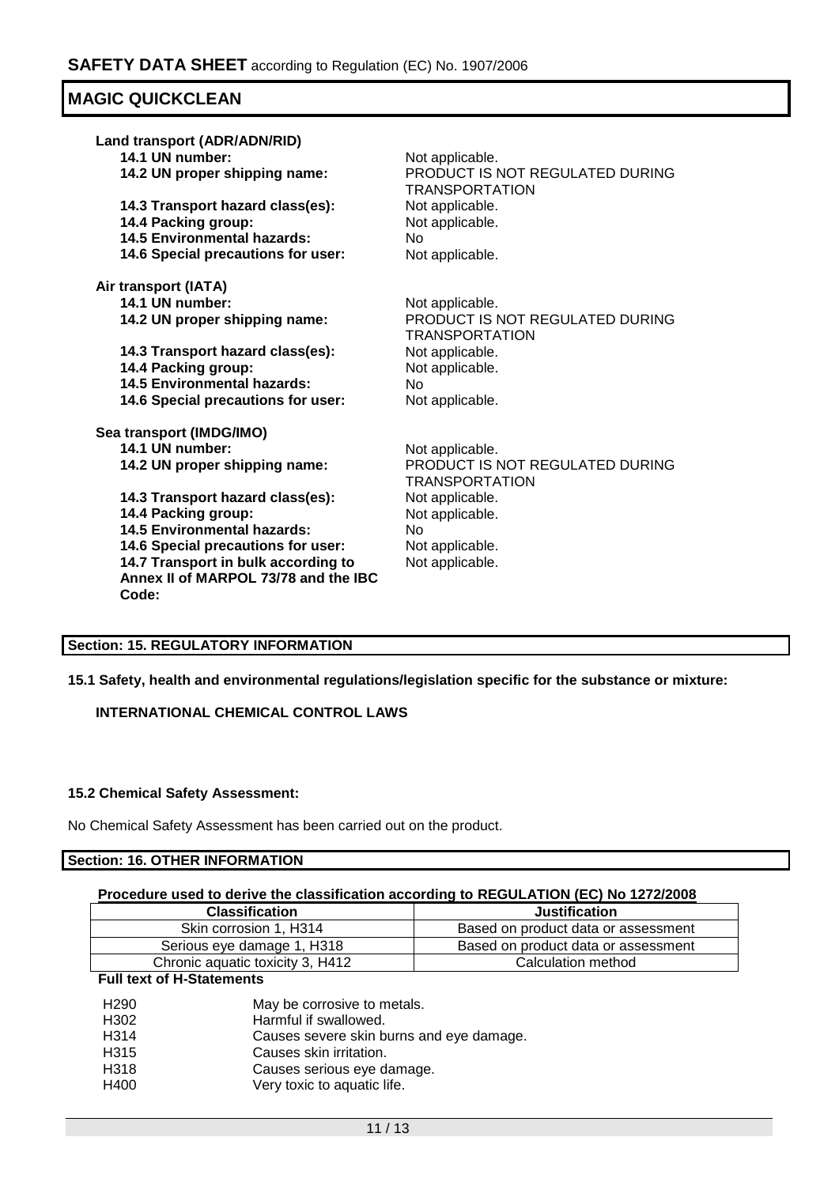**Land transport (ADR/ADN/RID)**

**14.1 UN number:** Not applicable.
**14.2 UN proper shipping name:** PRODUCT IS NOT REGULATED DURING TRANSPORTATION
**14.3 Transport hazard class(es):** Not applicable.
**14.4 Packing group:** Not applicable.
**14.5 Environmental hazards:** No
**14.6 Special precautions for user:** Not applicable.

**Air transport (IATA)**

**14.1 UN number:** Not applicable.
**14.2 UN proper shipping name:** PRODUCT IS NOT REGULATED DURING TRANSPORTATION
**14.3 Transport hazard class(es):** Not applicable.
**14.4 Packing group:** Not applicable.
**14.5 Environmental hazards:** No
**14.6 Special precautions for user:** Not applicable.

**Sea transport (IMDG/IMO)**

**14.1 UN number:** Not applicable.
**14.2 UN proper shipping name:** PRODUCT IS NOT REGULATED DURING TRANSPORTATION
**14.3 Transport hazard class(es):** Not applicable.
**14.4 Packing group:** Not applicable.
**14.5 Environmental hazards:** No
**14.6 Special precautions for user:** Not applicable.
**14.7 Transport in bulk according to Annex II of MARPOL 73/78 and the IBC Code:** Not applicable.

## Section: 15. REGULATORY INFORMATION

**15.1 Safety, health and environmental regulations/legislation specific for the substance or mixture:**

**INTERNATIONAL CHEMICAL CONTROL LAWS**

**15.2 Chemical Safety Assessment:**

No Chemical Safety Assessment has been carried out on the product.

## Section: 16. OTHER INFORMATION

**Procedure used to derive the classification according to REGULATION (EC) No 1272/2008**

| Classification | Justification |
|---|---|
| Skin corrosion 1, H314 | Based on product data or assessment |
| Serious eye damage 1, H318 | Based on product data or assessment |
| Chronic aquatic toxicity 3, H412 | Calculation method |

**Full text of H-Statements**

| | |
|---|---|
| H290 | May be corrosive to metals. |
| H302 | Harmful if swallowed. |
| H314 | Causes severe skin burns and eye damage. |
| H315 | Causes skin irritation. |
| H318 | Causes serious eye damage. |
| H400 | Very toxic to aquatic life. |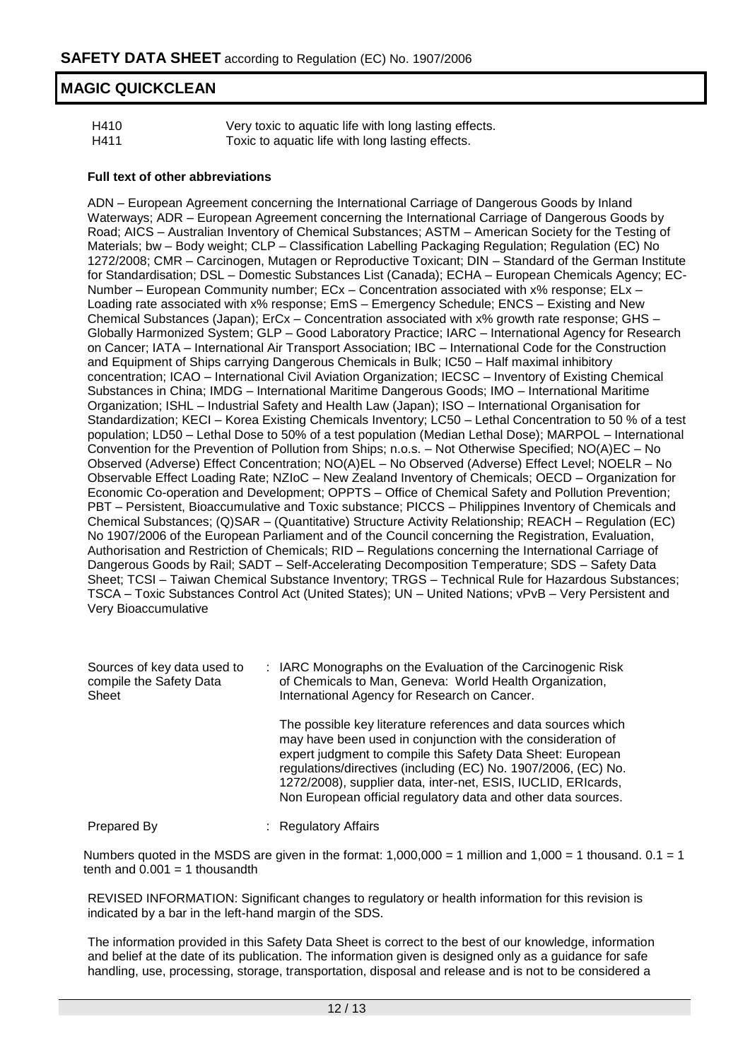| | |
|---|---|
| H410 | Very toxic to aquatic life with long lasting effects. |
| H411 | Toxic to aquatic life with long lasting effects. |

**Full text of other abbreviations**

ADN – European Agreement concerning the International Carriage of Dangerous Goods by Inland Waterways; ADR – European Agreement concerning the International Carriage of Dangerous Goods by Road; AICS – Australian Inventory of Chemical Substances; ASTM – American Society for the Testing of Materials; bw – Body weight; CLP – Classification Labelling Packaging Regulation; Regulation (EC) No 1272/2008; CMR – Carcinogen, Mutagen or Reproductive Toxicant; DIN – Standard of the German Institute for Standardisation; DSL – Domestic Substances List (Canada); ECHA – European Chemicals Agency; EC-Number – European Community number; ECx – Concentration associated with x% response; ELx – Loading rate associated with x% response; EmS – Emergency Schedule; ENCS – Existing and New Chemical Substances (Japan); ErCx – Concentration associated with x% growth rate response; GHS – Globally Harmonized System; GLP – Good Laboratory Practice; IARC – International Agency for Research on Cancer; IATA – International Air Transport Association; IBC – International Code for the Construction and Equipment of Ships carrying Dangerous Chemicals in Bulk; IC50 – Half maximal inhibitory concentration; ICAO – International Civil Aviation Organization; IECSC – Inventory of Existing Chemical Substances in China; IMDG – International Maritime Dangerous Goods; IMO – International Maritime Organization; ISHL – Industrial Safety and Health Law (Japan); ISO – International Organisation for Standardization; KECI – Korea Existing Chemicals Inventory; LC50 – Lethal Concentration to 50 % of a test population; LD50 – Lethal Dose to 50% of a test population (Median Lethal Dose); MARPOL – International Convention for the Prevention of Pollution from Ships; n.o.s. – Not Otherwise Specified; NO(A)EC – No Observed (Adverse) Effect Concentration; NO(A)EL – No Observed (Adverse) Effect Level; NOELR – No Observable Effect Loading Rate; NZIoC – New Zealand Inventory of Chemicals; OECD – Organization for Economic Co-operation and Development; OPPTS – Office of Chemical Safety and Pollution Prevention; PBT – Persistent, Bioaccumulative and Toxic substance; PICCS – Philippines Inventory of Chemicals and Chemical Substances; (Q)SAR – (Quantitative) Structure Activity Relationship; REACH – Regulation (EC) No 1907/2006 of the European Parliament and of the Council concerning the Registration, Evaluation, Authorisation and Restriction of Chemicals; RID – Regulations concerning the International Carriage of Dangerous Goods by Rail; SADT – Self-Accelerating Decomposition Temperature; SDS – Safety Data Sheet; TCSI – Taiwan Chemical Substance Inventory; TRGS – Technical Rule for Hazardous Substances; TSCA – Toxic Substances Control Act (United States); UN – United Nations; vPvB – Very Persistent and Very Bioaccumulative

| | |
|---|---|
| Sources of key data used to compile the Safety Data Sheet | : IARC Monographs on the Evaluation of the Carcinogenic Risk of Chemicals to Man, Geneva: World Health Organization, International Agency for Research on Cancer.<br><br>The possible key literature references and data sources which may have been used in conjunction with the consideration of expert judgment to compile this Safety Data Sheet: European regulations/directives (including (EC) No. 1907/2006, (EC) No. 1272/2008), supplier data, inter-net, ESIS, IUCLID, ERIcards, Non European official regulatory data and other data sources. |
| Prepared By | : Regulatory Affairs |

Numbers quoted in the MSDS are given in the format: 1,000,000 = 1 million and 1,000 = 1 thousand. 0.1 = 1 tenth and 0.001 = 1 thousandth

REVISED INFORMATION: Significant changes to regulatory or health information for this revision is indicated by a bar in the left-hand margin of the SDS.

The information provided in this Safety Data Sheet is correct to the best of our knowledge, information and belief at the date of its publication. The information given is designed only as a guidance for safe handling, use, processing, storage, transportation, disposal and release and is not to be considered a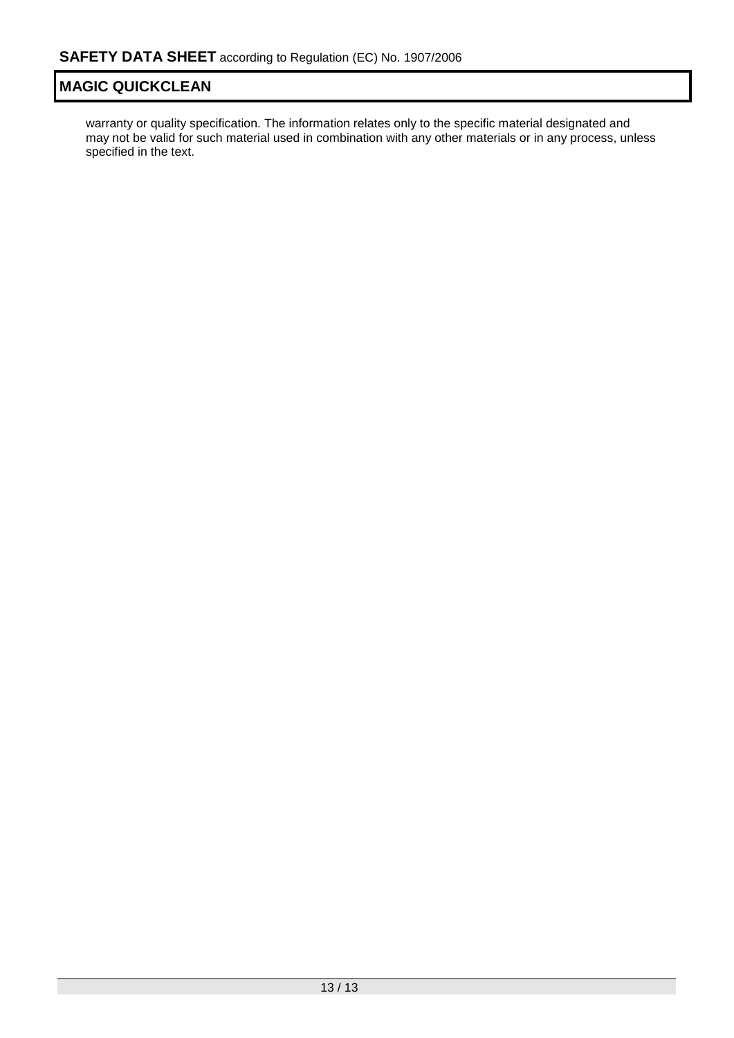warranty or quality specification. The information relates only to the specific material designated and may not be valid for such material used in combination with any other materials or in any process, unless specified in the text.